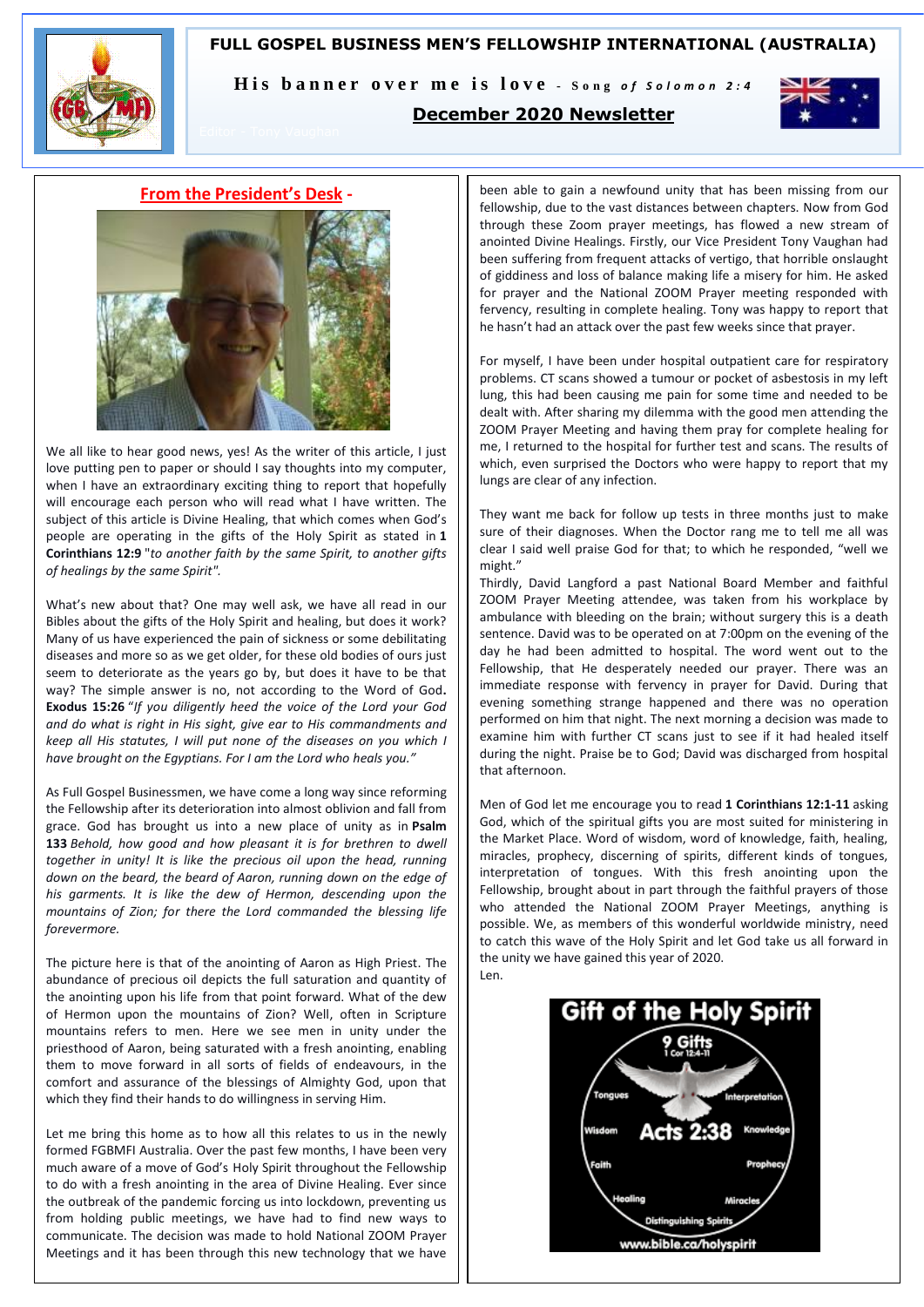# FULL GOSPEL BUSINESS MEN'S FELLOWSHIP INTERNATIONAL (AUSTRALIA)

**His banner over me is love** - *Song of Solomon 2:4*

## December 2020 Newsletter

Editor – Tony Vaughan

## From the President's Desk -

We all like to hear good news, yes! As the writer of this article, I just love putting pen to paper or should I say thoughts into my computer, when I have an extraordinary exciting thing to report that hopefully will encourage each person who will read what I have written. The subject of this article is Divine Healing, that which comes when God's people are operating in the gifts of the Holy Spirit as stated in **1 Corinthians 12:9** "*to another faith by the same Spirit, to another gifts of healings by the same Spirit".*

What's new about that? One may well ask, we have all read in our Bibles about the gifts of the Holy Spirit and healing, but does it work? Many of us have experienced the pain of sickness or some debilitating diseases and more so as we get older, for these old bodies of ours just seem to deteriorate as the years go by, but does it have to be that way? The simple answer is no, not according to the Word of God**. Exodus 15:26** "*If you diligently heed the voice of the Lord your God and do what is right in His sight, give ear to His commandments and keep all His statutes, I will put none of the diseases on you which I have brought on the Egyptians. For I am the Lord who heals you."*

As Full Gospel Businessmen, we have come a long way since reforming the Fellowship after its deterioration into almost oblivion and fall from grace. God has brought us into a new place of unity as in **Psalm 133** *Behold, how good and how pleasant it is for brethren to dwell together in unity! It is like the precious oil upon the head, running down on the beard, the beard of Aaron, running down on the edge of his garments. It is like the dew of Hermon, descending upon the mountains of Zion; for there the Lord commanded the blessing life forevermore.*

The picture here is that of the anointing of Aaron as High Priest. The abundance of precious oil depicts the full saturation and quantity of the anointing upon his life from that point forward. What of the dew of Hermon upon the mountains of Zion? Well, often in Scripture mountains refers to men. Here we see men in unity under the priesthood of Aaron, being saturated with a fresh anointing, enabling them to move forward in all sorts of fields of endeavours, in the comfort and assurance of the blessings of Almighty God, upon that which they find their hands to do willingness in serving Him.

Let me bring this home as to how all this relates to us in the newly formed FGBMFI Australia. Over the past few months, I have been very much aware of a move of God's Holy Spirit throughout the Fellowship to do with a fresh anointing in the area of Divine Healing. Ever since the outbreak of the pandemic forcing us into lockdown, preventing us from holding public meetings, we have had to find new ways to communicate. The decision was made to hold National ZOOM Prayer Meetings and it has been through this new technology that we have been able to gain a newfound unity that has been missing from our fellowship, due to the vast distances between chapters. Now from God through these Zoom prayer meetings, has flowed a new stream of anointed Divine Healings. Firstly, our Vice President Tony Vaughan had been suffering from frequent attacks of vertigo, that horrible onslaught of giddiness and loss of balance making life a misery for him. He asked for prayer and the National ZOOM Prayer meeting responded with fervency, resulting in complete healing. Tony was happy to report that he hasn't had an attack over the past few weeks since that prayer.

For myself, I have been under hospital outpatient care for respiratory problems. CT scans showed a tumour or pocket of asbestosis in my left lung, this had been causing me pain for some time and needed to be dealt with. After sharing my dilemma with the good men attending the ZOOM Prayer Meeting and having them pray for complete healing for me, I returned to the hospital for further test and scans. The results of which, even surprised the Doctors who were happy to report that my lungs are clear of any infection.

They want me back for follow up tests in three months just to make sure of their diagnoses. When the Doctor rang me to tell me all was clear I said well praise God for that; to which he responded, "well we might."

Thirdly, David Langford a past National Board Member and faithful ZOOM Prayer Meeting attendee, was taken from his workplace by ambulance with bleeding on the brain; without surgery this is a death sentence. David was to be operated on at 7:00pm on the evening of the day he had been admitted to hospital. The word went out to the Fellowship, that He desperately needed our prayer. There was an immediate response with fervency in prayer for David. During that evening something strange happened and there was no operation performed on him that night. The next morning a decision was made to examine him with further CT scans just to see if it had healed itself during the night. Praise be to God; David was discharged from hospital that afternoon.

Men of God let me encourage you to read **1 Corinthians 12:1-11** asking God, which of the spiritual gifts you are most suited for ministering in the Market Place. Word of wisdom, word of knowledge, faith, healing, miracles, prophecy, discerning of spirits, different kinds of tongues, interpretation of tongues. With this fresh anointing upon the Fellowship, brought about in part through the faithful prayers of those who attended the National ZOOM Prayer Meetings, anything is possible. We, as members of this wonderful worldwide ministry, need to catch this wave of the Holy Spirit and let God take us all forward in the unity we have gained this year of 2020.

Len.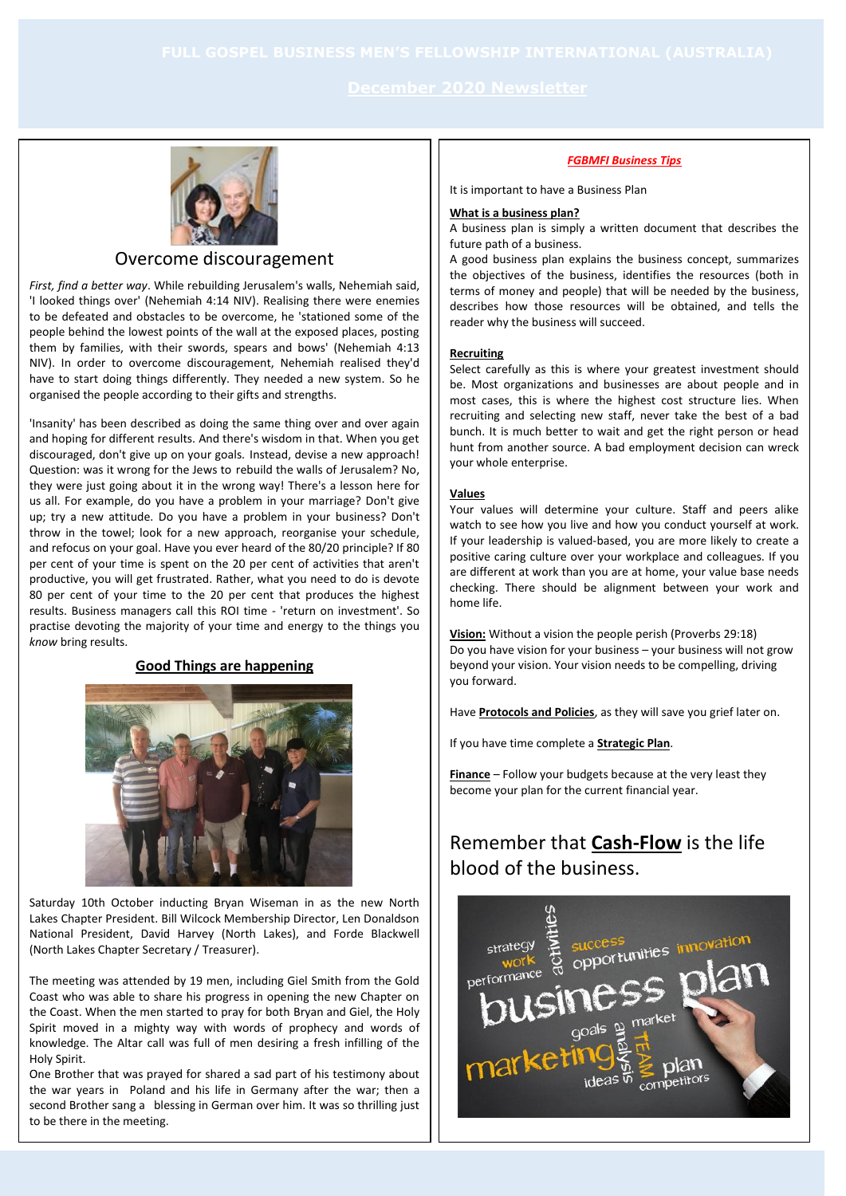# FULL GOSPEL BUSINESS MEN'S FELLOWSHIP INTERNATIONAL (AUSTRALIA)

## December 2020 Newsletter

## Overcome discouragement

*First, find a better way*. While rebuilding Jerusalem's walls, Nehemiah said, 'I looked things over' (Nehemiah 4:14 NIV). Realising there were enemies to be defeated and obstacles to be overcome, he 'stationed some of the people behind the lowest points of the wall at the exposed places, posting them by families, with their swords, spears and bows' (Nehemiah 4:13 NIV). In order to overcome discouragement, Nehemiah realised they'd have to start doing things differently. They needed a new system. So he organised the people according to their gifts and strengths.

'Insanity' has been described as doing the same thing over and over again and hoping for different results. And there's wisdom in that. When you get discouraged, don't give up on your goals. Instead, devise a new approach! Question: was it wrong for the Jews to rebuild the walls of Jerusalem? No, they were just going about it in the wrong way! There's a lesson here for us all. For example, do you have a problem in your marriage? Don't give up; try a new attitude. Do you have a problem in your business? Don't throw in the towel; look for a new approach, reorganise your schedule, and refocus on your goal. Have you ever heard of the 80/20 principle? If 80 per cent of your time is spent on the 20 per cent of activities that aren't productive, you will get frustrated. Rather, what you need to do is devote 80 per cent of your time to the 20 per cent that produces the highest results. Business managers call this ROI time - 'return on investment'. So practise devoting the majority of your time and energy to the things you *know* bring results.

### Good Things are happening

Saturday 10th October inducting Bryan Wiseman in as the new North Lakes Chapter President. Bill Wilcock Membership Director, Len Donaldson National President, David Harvey (North Lakes), and Forde Blackwell (North Lakes Chapter Secretary / Treasurer).

The meeting was attended by 19 men, including Giel Smith from the Gold Coast who was able to share his progress in opening the new Chapter on the Coast. When the men started to pray for both Bryan and Giel, the Holy Spirit moved in a mighty way with words of prophecy and words of knowledge. The Altar call was full of men desiring a fresh infilling of the Holy Spirit.

One Brother that was prayed for shared a sad part of his testimony about the war years in Poland and his life in Germany after the war; then a second Brother sang a blessing in German over him. It was so thrilling just to be there in the meeting.

### *FGBMFI Business Tips*

It is important to have a Business Plan

**What is a business plan?**

A business plan is simply a written document that describes the future path of a business.

A good business plan explains the business concept, summarizes the objectives of the business, identifies the resources (both in terms of money and people) that will be needed by the business, describes how those resources will be obtained, and tells the reader why the business will succeed.

**Recruiting**

Select carefully as this is where your greatest investment should be. Most organizations and businesses are about people and in most cases, this is where the highest cost structure lies. When recruiting and selecting new staff, never take the best of a bad bunch. It is much better to wait and get the right person or head hunt from another source. A bad employment decision can wreck your whole enterprise.

**Values**

Your values will determine your culture. Staff and peers alike watch to see how you live and how you conduct yourself at work. If your leadership is valued-based, you are more likely to create a positive caring culture over your workplace and colleagues. If you are different at work than you are at home, your value base needs checking. There should be alignment between your work and home life.

**Vision:** Without a vision the people perish (Proverbs 29:18)
Do you have vision for your business – your business will not grow beyond your vision. Your vision needs to be compelling, driving you forward.

Have **Protocols and Policies**, as they will save you grief later on.

If you have time complete a **Strategic Plan**.

**Finance** – Follow your budgets because at the very least they become your plan for the current financial year.

## Remember that **Cash-Flow** is the life blood of the business.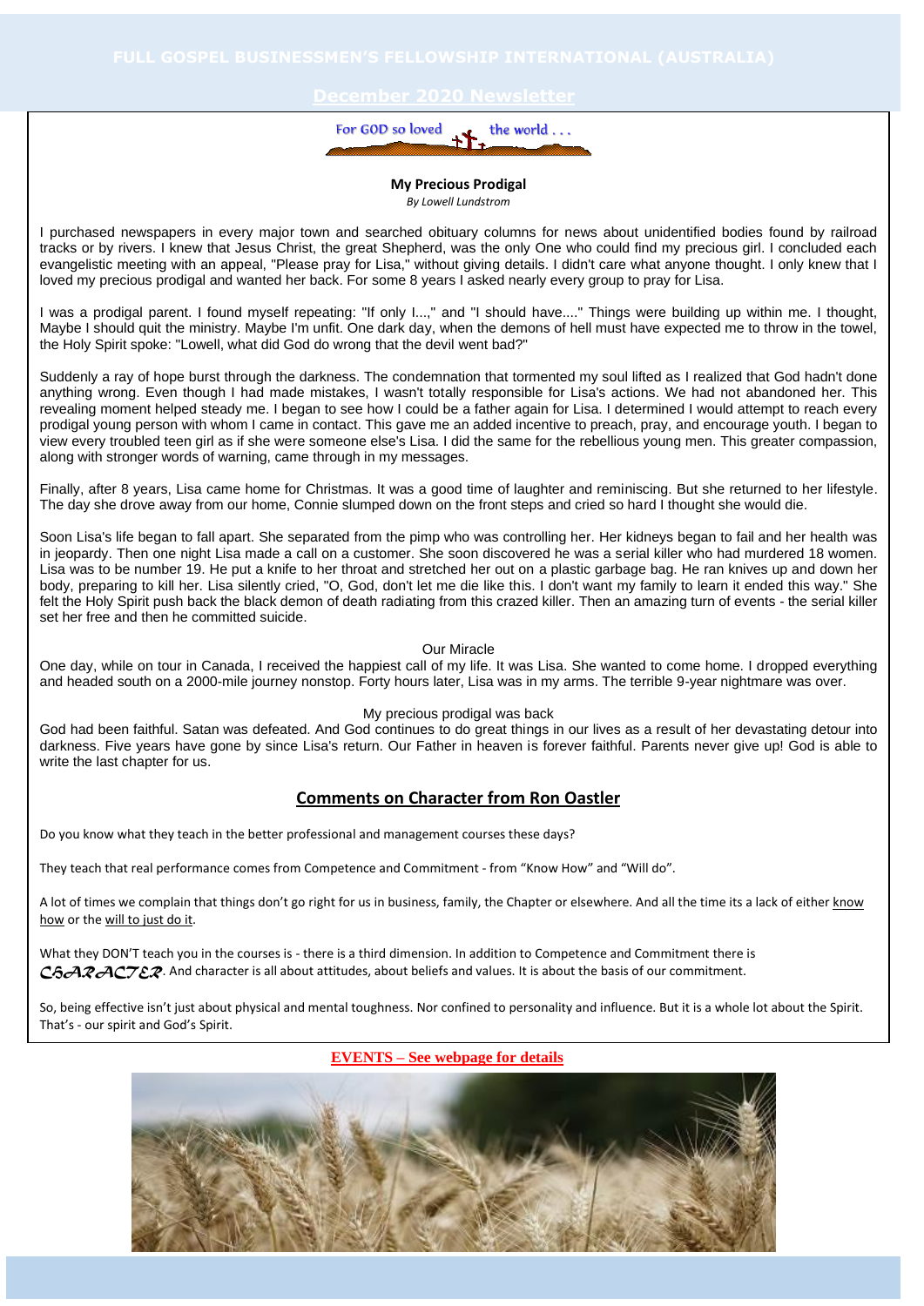For GOD so loved the world . . .

## My Precious Prodigal

*By Lowell Lundstrom*

I purchased newspapers in every major town and searched obituary columns for news about unidentified bodies found by railroad tracks or by rivers. I knew that Jesus Christ, the great Shepherd, was the only One who could find my precious girl. I concluded each evangelistic meeting with an appeal, "Please pray for Lisa," without giving details. I didn't care what anyone thought. I only knew that I loved my precious prodigal and wanted her back. For some 8 years I asked nearly every group to pray for Lisa.

I was a prodigal parent. I found myself repeating: "If only I...," and "I should have...." Things were building up within me. I thought, Maybe I should quit the ministry. Maybe I'm unfit. One dark day, when the demons of hell must have expected me to throw in the towel, the Holy Spirit spoke: "Lowell, what did God do wrong that the devil went bad?"

Suddenly a ray of hope burst through the darkness. The condemnation that tormented my soul lifted as I realized that God hadn't done anything wrong. Even though I had made mistakes, I wasn't totally responsible for Lisa's actions. We had not abandoned her. This revealing moment helped steady me. I began to see how I could be a father again for Lisa. I determined I would attempt to reach every prodigal young person with whom I came in contact. This gave me an added incentive to preach, pray, and encourage youth. I began to view every troubled teen girl as if she were someone else's Lisa. I did the same for the rebellious young men. This greater compassion, along with stronger words of warning, came through in my messages.

Finally, after 8 years, Lisa came home for Christmas. It was a good time of laughter and reminiscing. But she returned to her lifestyle. The day she drove away from our home, Connie slumped down on the front steps and cried so hard I thought she would die.

Soon Lisa's life began to fall apart. She separated from the pimp who was controlling her. Her kidneys began to fail and her health was in jeopardy. Then one night Lisa made a call on a customer. She soon discovered he was a serial killer who had murdered 18 women. Lisa was to be number 19. He put a knife to her throat and stretched her out on a plastic garbage bag. He ran knives up and down her body, preparing to kill her. Lisa silently cried, "O, God, don't let me die like this. I don't want my family to learn it ended this way." She felt the Holy Spirit push back the black demon of death radiating from this crazed killer. Then an amazing turn of events - the serial killer set her free and then he committed suicide.

Our Miracle

One day, while on tour in Canada, I received the happiest call of my life. It was Lisa. She wanted to come home. I dropped everything and headed south on a 2000-mile journey nonstop. Forty hours later, Lisa was in my arms. The terrible 9-year nightmare was over.

My precious prodigal was back

God had been faithful. Satan was defeated. And God continues to do great things in our lives as a result of her devastating detour into darkness. Five years have gone by since Lisa's return. Our Father in heaven is forever faithful. Parents never give up! God is able to write the last chapter for us.

## Comments on Character from Ron Oastler

Do you know what they teach in the better professional and management courses these days?

They teach that real performance comes from Competence and Commitment - from "Know How" and "Will do".

A lot of times we complain that things don't go right for us in business, family, the Chapter or elsewhere. And all the time its a lack of either know how or the will to just do it.

What they DON'T teach you in the courses is - there is a third dimension. In addition to Competence and Commitment there is *CHARACTER*. And character is all about attitudes, about beliefs and values. It is about the basis of our commitment.

So, being effective isn't just about physical and mental toughness. Nor confined to personality and influence. But it is a whole lot about the Spirit. That's - our spirit and God's Spirit.

**EVENTS – See webpage for details**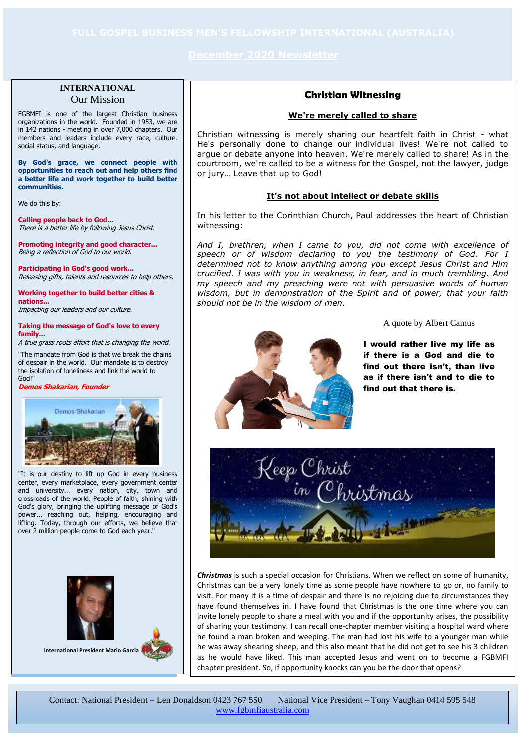# FULL GOSPEL BUSINESS MEN'S FELLOWSHIP INTERNATIONAL (AUSTRALIA)

## December 2020 Newsletter

### INTERNATIONAL
### Our Mission

FGBMFI is one of the largest Christian business organizations in the world. Founded in 1953, we are in 142 nations - meeting in over 7,000 chapters. Our members and leaders include every race, culture, social status, and language.

**By God's grace, we connect people with opportunities to reach out and help others find a better life and work together to build better communities.**

We do this by:

**Calling people back to God...**
*There is a better life by following Jesus Christ.*

**Promoting integrity and good character...**
*Being a reflection of God to our world.*

**Participating in God's good work...**
*Releasing gifts, talents and resources to help others.*

**Working together to build better cities & nations...**
*Impacting our leaders and our culture.*

**Taking the message of God's love to every family...**
*A true grass roots effort that is changing the world.*

"The mandate from God is that we break the chains of despair in the world. Our mandate is to destroy the isolation of loneliness and link the world to God!"
***Demos Shakarian, Founder***

Demos Shakarian

"It is our destiny to lift up God in every business center, every marketplace, every government center and university... every nation, city, town and crossroads of the world. People of faith, shining with God's glory, bringing the uplifting message of God's power... reaching out, helping, encouraging and lifting. Today, through our efforts, we believe that over 2 million people come to God each year."

**International President Mario Garcia**

## Christian Witnessing

### We're merely called to share

Christian witnessing is merely sharing our heartfelt faith in Christ - what He's personally done to change our individual lives! We're not called to argue or debate anyone into heaven. We're merely called to share! As in the courtroom, we're called to be a witness for the Gospel, not the lawyer, judge or jury… Leave that up to God!

### It's not about intellect or debate skills

In his letter to the Corinthian Church, Paul addresses the heart of Christian witnessing:

*And I, brethren, when I came to you, did not come with excellence of speech or of wisdom declaring to you the testimony of God. For I determined not to know anything among you except Jesus Christ and Him crucified. I was with you in weakness, in fear, and in much trembling. And my speech and my preaching were not with persuasive words of human wisdom, but in demonstration of the Spirit and of power, that your faith should not be in the wisdom of men.*

A quote by Albert Camus

**I would rather live my life as if there is a God and die to find out there isn't, than live as if there isn't and to die to find out that there is.**

Keep Christ in Christmas

***Christmas*** is such a special occasion for Christians. When we reflect on some of humanity, Christmas can be a very lonely time as some people have nowhere to go or, no family to visit. For many it is a time of despair and there is no rejoicing due to circumstances they have found themselves in. I have found that Christmas is the one time where you can invite lonely people to share a meal with you and if the opportunity arises, the possibility of sharing your testimony. I can recall one-chapter member visiting a hospital ward where he found a man broken and weeping. The man had lost his wife to a younger man while he was away shearing sheep, and this also meant that he did not get to see his 3 children as he would have liked. This man accepted Jesus and went on to become a FGBMFI chapter president. So, if opportunity knocks can you be the door that opens?

Contact: National President – Len Donaldson 0423 767 550 National Vice President – Tony Vaughan 0414 595 548
www.fgbmfiaustralia.com